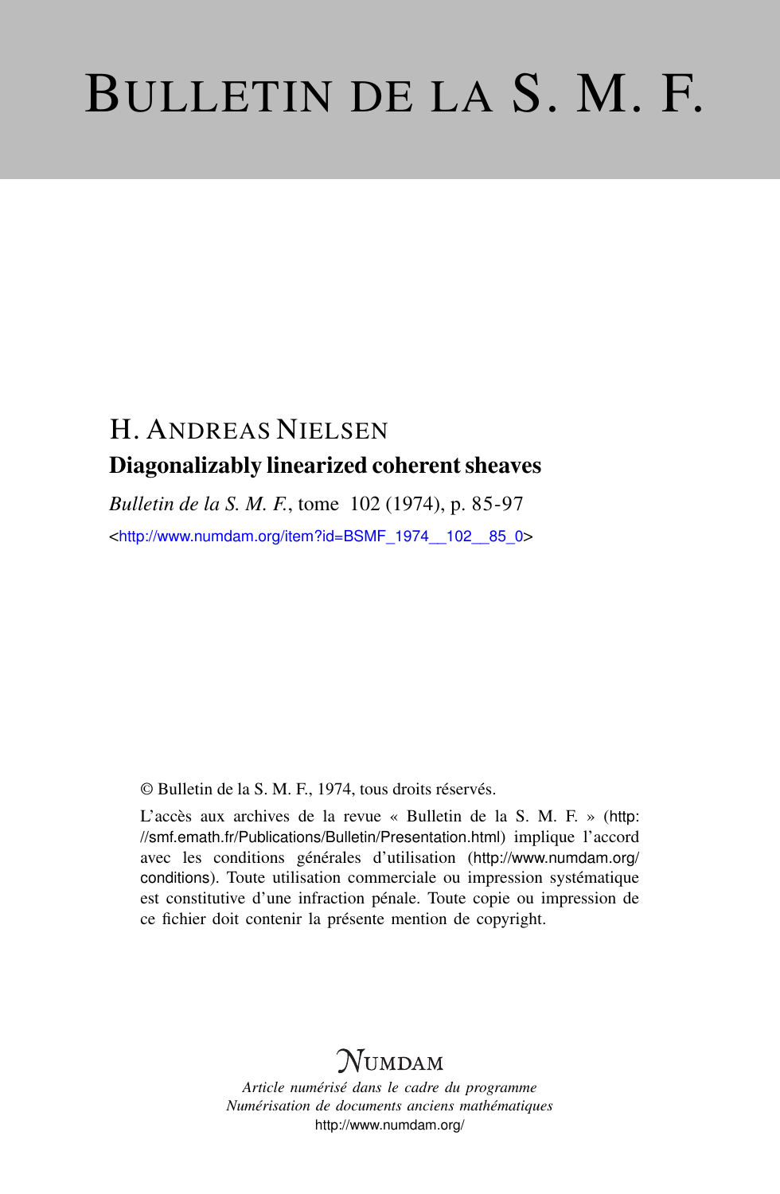# BULLETIN DE LA S. M. F.

H. ANDREAS NIELSEN

## Diagonalizably linearized coherent sheaves

*Bulletin de la S. M. F.*, tome 102 (1974), p. 85-97

<http://www.numdam.org/item?id=BSMF_1974__102__85_0>

© Bulletin de la S. M. F., 1974, tous droits réservés.

L'accès aux archives de la revue « Bulletin de la S. M. F. » (http://smf.emath.fr/Publications/Bulletin/Presentation.html) implique l'accord avec les conditions générales d'utilisation (http://www.numdam.org/conditions). Toute utilisation commerciale ou impression systématique est constitutive d'une infraction pénale. Toute copie ou impression de ce fichier doit contenir la présente mention de copyright.

NUMDAM

*Article numérisé dans le cadre du programme Numérisation de documents anciens mathématiques*

http://www.numdam.org/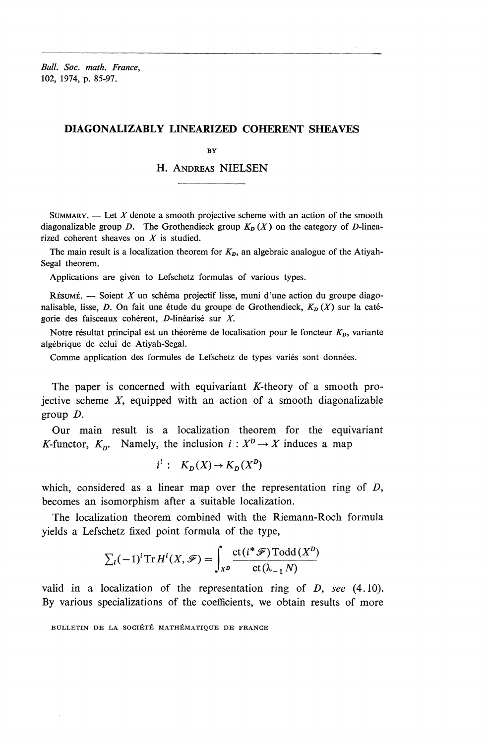*Bull. Soc. math. France,*
*102, 1974, p. 85-97.*

# DIAGONALIZABLY LINEARIZED COHERENT SHEAVES

BY

H. ANDREAS NIELSEN

SUMMARY. — Let $X$ denote a smooth projective scheme with an action of the smooth diagonalizable group $D$. The Grothendieck group $K_D(X)$ on the category of $D$-linearized coherent sheaves on $X$ is studied.

The main result is a localization theorem for $K_D$, an algebraic analogue of the Atiyah-Segal theorem.

Applications are given to Lefschetz formulas of various types.

RÉSUMÉ. — Soient $X$ un schéma projectif lisse, muni d'une action du groupe diagonalisable, lisse, $D$. On fait une étude du groupe de Grothendieck, $K_D(X)$ sur la catégorie des faisceaux cohérent, $D$-linéarisé sur $X$.

Notre résultat principal est un théorème de localisation pour le foncteur $K_D$, variante algébrique de celui de Atiyah-Segal.

Comme application des formules de Lefschetz de types variés sont données.

The paper is concerned with equivariant $K$-theory of a smooth projective scheme $X$, equipped with an action of a smooth diagonalizable group $D$.

Our main result is a localization theorem for the equivariant $K$-functor, $K_D$. Namely, the inclusion $i : X^D \to X$ induces a map

$$i^! : \ K_D(X) \to K_D(X^D)$$

which, considered as a linear map over the representation ring of $D$, becomes an isomorphism after a suitable localization.

The localization theorem combined with the Riemann-Roch formula yields a Lefschetz fixed point formula of the type,

$$\sum_i (-1)^i \operatorname{Tr} H^i(X, \mathscr{F}) = \int_{X^D} \frac{\operatorname{ct}(i^* \mathscr{F}) \operatorname{Todd}(X^D)}{\operatorname{ct}(\lambda_{-1} N)}$$

valid in a localization of the representation ring of $D$, *see* (4.10). By various specializations of the coefficients, we obtain results of more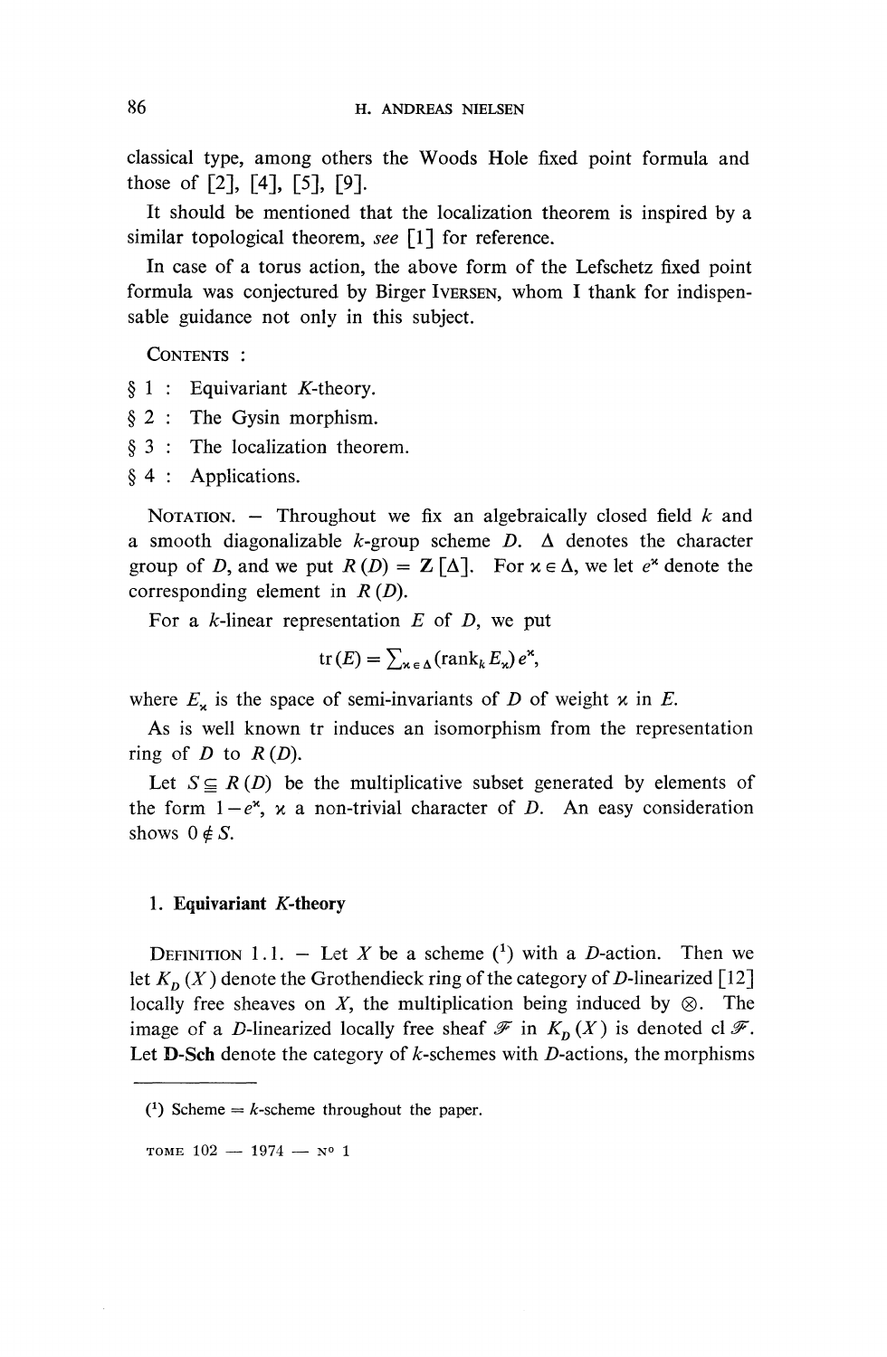classical type, among others the Woods Hole fixed point formula and those of [2], [4], [5], [9].

It should be mentioned that the localization theorem is inspired by a similar topological theorem, *see* [1] for reference.

In case of a torus action, the above form of the Lefschetz fixed point formula was conjectured by Birger IVERSEN, whom I thank for indispensable guidance not only in this subject.

CONTENTS :

§ 1 : Equivariant $K$-theory.

§ 2 : The Gysin morphism.

§ 3 : The localization theorem.

§ 4 : Applications.

NOTATION. — Throughout we fix an algebraically closed field $k$ and a smooth diagonalizable $k$-group scheme $D$. $\Delta$ denotes the character group of $D$, and we put $R(D) = \mathbf{Z}[\Delta]$. For $\varkappa \in \Delta$, we let $e^{\varkappa}$ denote the corresponding element in $R(D)$.

For a $k$-linear representation $E$ of $D$, we put

$$\operatorname{tr}(E) = \sum_{\varkappa \in \Delta} (\operatorname{rank}_k E_{\varkappa}) e^{\varkappa},$$

where $E_{\varkappa}$ is the space of semi-invariants of $D$ of weight $\varkappa$ in $E$.

As is well known tr induces an isomorphism from the representation ring of $D$ to $R(D)$.

Let $S \subseteq R(D)$ be the multiplicative subset generated by elements of the form $1 - e^{\varkappa}$, $\varkappa$ a non-trivial character of $D$. An easy consideration shows $0 \notin S$.

## 1. Equivariant $K$-theory

DEFINITION 1.1. — Let $X$ be a scheme (1) with a $D$-action. Then we let $K_D(X)$ denote the Grothendieck ring of the category of $D$-linearized [12] locally free sheaves on $X$, the multiplication being induced by $\otimes$. The image of a $D$-linearized locally free sheaf $\mathcal{F}$ in $K_D(X)$ is denoted $\operatorname{cl} \mathcal{F}$. Let **D-Sch** denote the category of $k$-schemes with $D$-actions, the morphisms

(1) Scheme = $k$-scheme throughout the paper.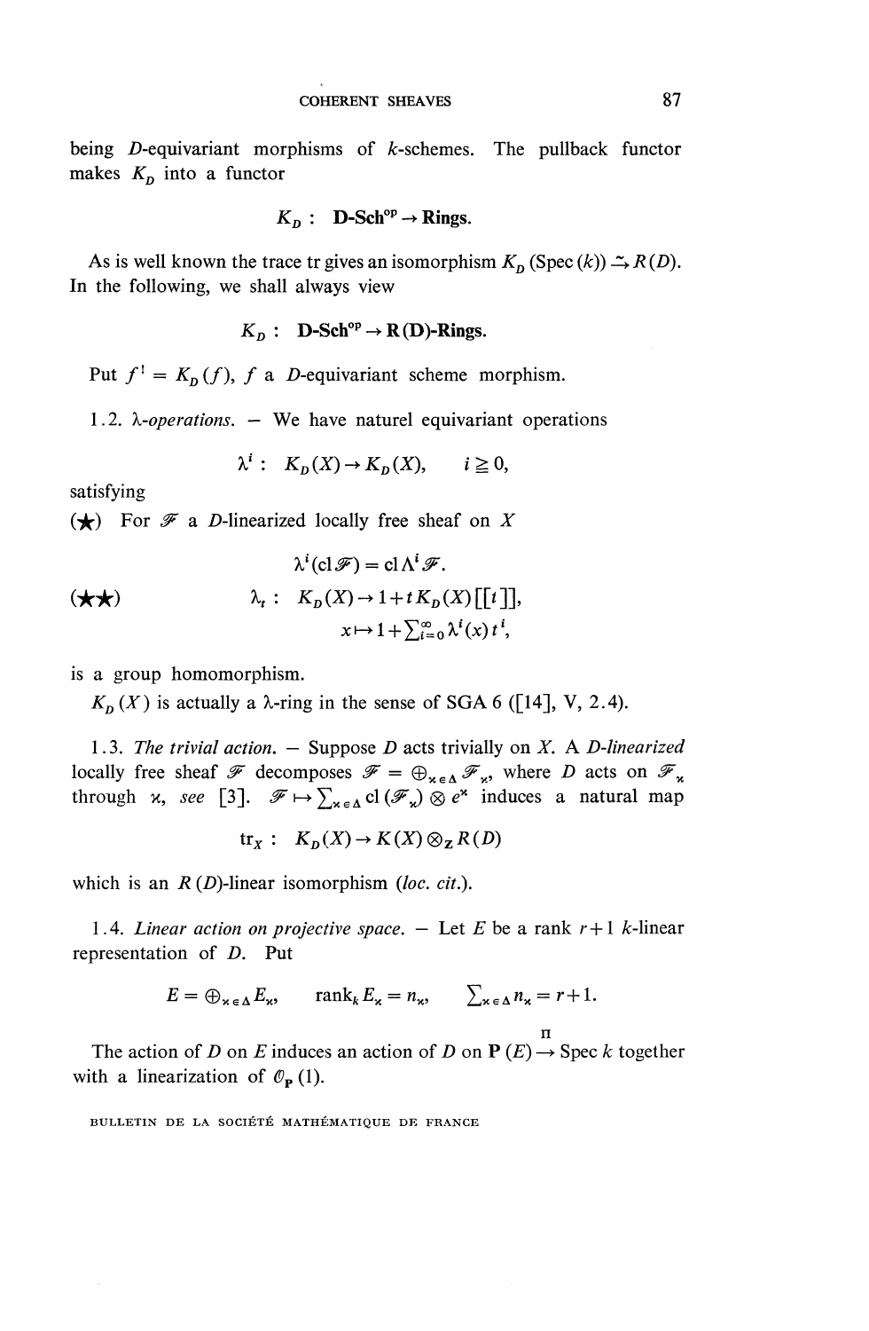being $D$-equivariant morphisms of $k$-schemes. The pullback functor makes $K_D$ into a functor

$$K_D : \ \mathbf{D\text{-}Sch}^{\mathrm{op}} \to \mathbf{Rings}.$$

As is well known the trace tr gives an isomorphism $K_D(\mathrm{Spec}(k)) \xrightarrow{\sim} R(D)$. In the following, we shall always view

$$K_D : \ \mathbf{D\text{-}Sch}^{\mathrm{op}} \to \mathbf{R(D)\text{-}Rings}.$$

Put $f^! = K_D(f)$, $f$ a $D$-equivariant scheme morphism.

1.2. *λ-operations.* — We have naturel equivariant operations

$$\lambda^i : \ K_D(X) \to K_D(X), \qquad i \geqq 0,$$

satisfying

(★) For $\mathscr{F}$ a $D$-linearized locally free sheaf on $X$

$$\lambda^i(\mathrm{cl}\,\mathscr{F}) = \mathrm{cl}\,\Lambda^i \mathscr{F}.$$

(★★)
$$\lambda_t : \ K_D(X) \to 1 + tK_D(X)[[t]],$$
$$x \mapsto 1 + \textstyle\sum_{i=0}^{\infty} \lambda^i(x)\, t^i,$$

is a group homomorphism.

$K_D(X)$ is actually a λ-ring in the sense of SGA 6 ([14], V, 2.4).

1.3. *The trivial action.* — Suppose $D$ acts trivially on $X$. A *$D$-linearized* locally free sheaf $\mathscr{F}$ decomposes $\mathscr{F} = \oplus_{\varkappa \in \Delta} \mathscr{F}_\varkappa$, where $D$ acts on $\mathscr{F}_\varkappa$ through $\varkappa$, *see* [3]. $\mathscr{F} \mapsto \sum_{\varkappa \in \Delta} \mathrm{cl}(\mathscr{F}_\varkappa) \otimes e^\varkappa$ induces a natural map

$$\mathrm{tr}_X : \ K_D(X) \to K(X) \otimes_{\mathbf{Z}} R(D)$$

which is an $R(D)$-linear isomorphism (*loc. cit.*).

1.4. *Linear action on projective space.* — Let $E$ be a rank $r+1$ $k$-linear representation of $D$. Put

$$E = \oplus_{\varkappa \in \Delta} E_\varkappa, \qquad \mathrm{rank}_k E_\varkappa = n_\varkappa, \qquad \textstyle\sum_{\varkappa \in \Delta} n_\varkappa = r+1.$$

The action of $D$ on $E$ induces an action of $D$ on $\mathbf{P}(E) \xrightarrow{\pi} \mathrm{Spec}\, k$ together with a linearization of $\mathscr{O}_{\mathbf{P}}(1)$.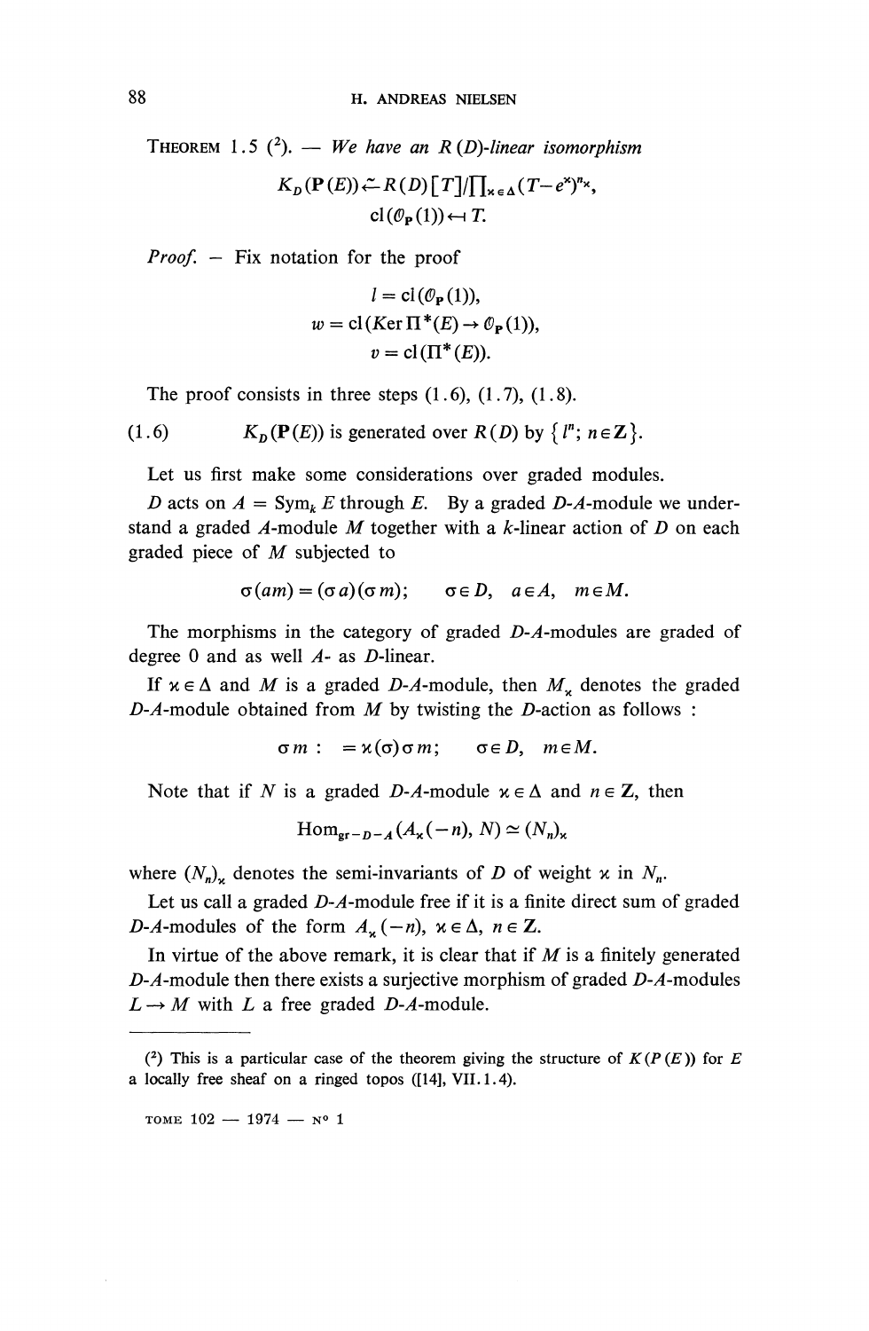THEOREM 1.5 [2]. — *We have an $R(D)$-linear isomorphism*

$$K_D(\mathbf{P}(E)) \xleftarrow{\sim} R(D)[T]/\textstyle\prod_{\varkappa \in \Delta}(T - e^{\varkappa})^{n_\varkappa},$$
$$\mathrm{cl}(\mathcal{O}_{\mathbf{P}}(1)) \leftarrow\!\shortmid T.$$

*Proof.* — Fix notation for the proof

$$l = \mathrm{cl}(\mathcal{O}_{\mathbf{P}}(1)),$$
$$w = \mathrm{cl}(\operatorname{Ker} \Pi^*(E) \to \mathcal{O}_{\mathbf{P}}(1)),$$
$$v = \mathrm{cl}(\Pi^*(E)).$$

The proof consists in three steps (1.6), (1.7), (1.8).

(1.6) $\quad K_D(\mathbf{P}(E))$ is generated over $R(D)$ by $\{l^n;\ n \in \mathbf{Z}\}$.

Let us first make some considerations over graded modules.

$D$ acts on $A = \mathrm{Sym}_k E$ through $E$. By a graded $D$-$A$-module we understand a graded $A$-module $M$ together with a $k$-linear action of $D$ on each graded piece of $M$ subjected to

$$\sigma(am) = (\sigma a)(\sigma m); \qquad \sigma \in D, \quad a \in A, \quad m \in M.$$

The morphisms in the category of graded $D$-$A$-modules are graded of degree 0 and as well $A$- as $D$-linear.

If $\varkappa \in \Delta$ and $M$ is a graded $D$-$A$-module, then $M_\varkappa$ denotes the graded $D$-$A$-module obtained from $M$ by twisting the $D$-action as follows :

$$\sigma m : \ = \varkappa(\sigma)\sigma m; \qquad \sigma \in D, \quad m \in M.$$

Note that if $N$ is a graded $D$-$A$-module $\varkappa \in \Delta$ and $n \in \mathbf{Z}$, then

$$\mathrm{Hom}_{\mathrm{gr}-D-A}(A_\varkappa(-n), N) \simeq (N_n)_\varkappa$$

where $(N_n)_\varkappa$ denotes the semi-invariants of $D$ of weight $\varkappa$ in $N_n$.

Let us call a graded $D$-$A$-module free if it is a finite direct sum of graded $D$-$A$-modules of the form $A_\varkappa(-n)$, $\varkappa \in \Delta$, $n \in \mathbf{Z}$.

In virtue of the above remark, it is clear that if $M$ is a finitely generated $D$-$A$-module then there exists a surjective morphism of graded $D$-$A$-modules $L \to M$ with $L$ a free graded $D$-$A$-module.

---

[2] This is a particular case of the theorem giving the structure of $K(P(E))$ for $E$ a locally free sheaf on a ringed topos ([14], VII.1.4).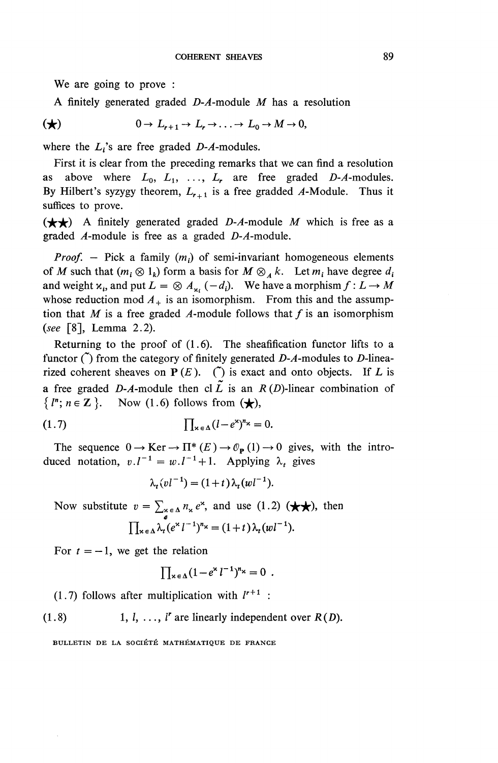We are going to prove :

A finitely generated graded $D$-$A$-module $M$ has a resolution

$$(\bigstar) \qquad 0 \to L_{r+1} \to L_r \to \ldots \to L_0 \to M \to 0,$$

where the $L_i$'s are free graded $D$-$A$-modules.

First it is clear from the preceding remarks that we can find a resolution as above where $L_0$, $L_1$, $\ldots$, $L_r$ are free graded $D$-$A$-modules. By Hilbert's syzygy theorem, $L_{r+1}$ is a free gradded $A$-Module. Thus it suffices to prove.

($\bigstar\bigstar$) A finitely generated graded $D$-$A$-module $M$ which is free as a graded $A$-module is free as a graded $D$-$A$-module.

*Proof.* — Pick a family $(m_i)$ of semi-invariant homogeneous elements of $M$ such that $(m_i \otimes 1_k)$ form a basis for $M \otimes_A k$. Let $m_i$ have degree $d_i$ and weight $\varkappa_i$, and put $L = \otimes A_{\varkappa_i}(-d_i)$. We have a morphism $f : L \to M$ whose reduction mod $A_+$ is an isomorphism. From this and the assumption that $M$ is a free graded $A$-module follows that $f$ is an isomorphism (*see* [8], Lemma 2.2).

Returning to the proof of (1.6). The sheafification functor lifts to a functor $(\tilde{\ })$ from the category of finitely generated $D$-$A$-modules to $D$-linearized coherent sheaves on $\mathbf{P}(E)$. $(\tilde{\ })$ is exact and onto objects. If $L$ is a free graded $D$-$A$-module then cl $\tilde{L}$ is an $R(D)$-linear combination of $\{ l^n ; n \in \mathbf{Z} \}$. Now (1.6) follows from ($\bigstar$),

$$(1.7) \qquad \prod_{\varkappa \in \Delta} (l - e^{\varkappa})^{n_\varkappa} = 0.$$

The sequence $0 \to \mathrm{Ker} \to \Pi^*(E) \to \mathcal{O}_{\mathbf{P}}(1) \to 0$ gives, with the introduced notation, $v.l^{-1} = w.l^{-1} + 1$. Applying $\lambda_t$ gives

$$\lambda_t(vl^{-1}) = (1+t)\lambda_t(wl^{-1}).$$

Now substitute $v = \sum_{\varkappa \in \Delta} n_\varkappa e^\varkappa$, and use (1.2) ($\bigstar\bigstar$), then

$$\prod_{\varkappa \in \Delta} \lambda_t(e^\varkappa l^{-1})^{n_\varkappa} = (1+t)\lambda_t(wl^{-1}).$$

For $t = -1$, we get the relation

$$\prod_{\varkappa \in \Delta} (1 - e^\varkappa l^{-1})^{n_\varkappa} = 0 \ .$$

(1.7) follows after multiplication with $l^{r+1}$ :

(1.8) $\qquad 1, l, \ldots, l^r$ are linearly independent over $R(D)$.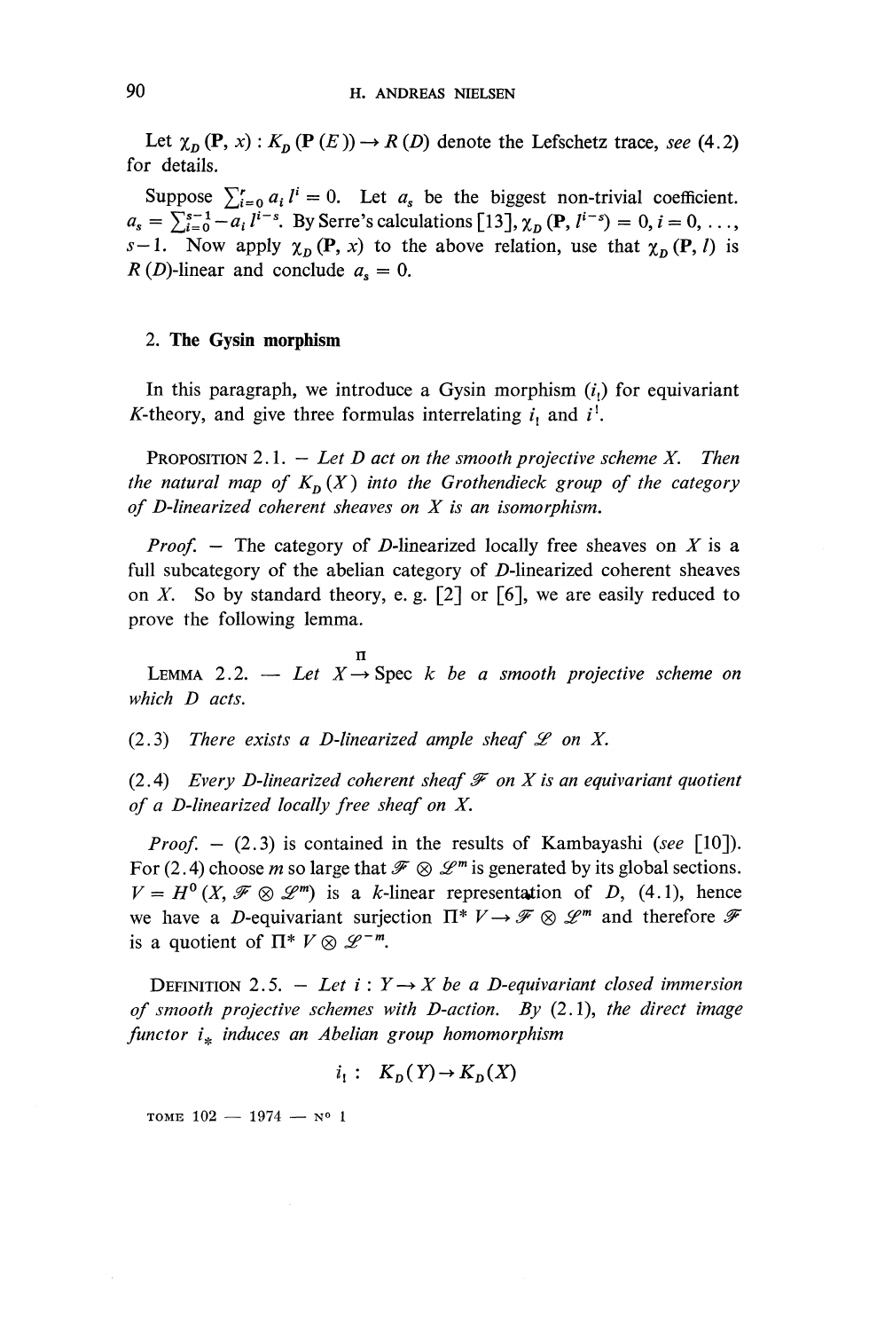Let $\chi_D(\mathbf{P}, x) : K_D(\mathbf{P}(E)) \to R(D)$ denote the Lefschetz trace, *see* (4.2) for details.

Suppose $\sum_{i=0}^{r} a_i l^i = 0$. Let $a_s$ be the biggest non-trivial coefficient. $a_s = \sum_{i=0}^{s-1} -a_i l^{i-s}$. By Serre's calculations [13], $\chi_D(\mathbf{P}, l^{i-s}) = 0, i = 0, \ldots, s-1$. Now apply $\chi_D(\mathbf{P}, x)$ to the above relation, use that $\chi_D(\mathbf{P}, l)$ is $R(D)$-linear and conclude $a_s = 0$.

## 2. The Gysin morphism

In this paragraph, we introduce a Gysin morphism ($i_!$) for equivariant $K$-theory, and give three formulas interrelating $i_!$ and $i^!$.

PROPOSITION 2.1. — *Let $D$ act on the smooth projective scheme $X$. Then the natural map of $K_D(X)$ into the Grothendieck group of the category of D-linearized coherent sheaves on $X$ is an isomorphism.*

*Proof.* — The category of $D$-linearized locally free sheaves on $X$ is a full subcategory of the abelian category of $D$-linearized coherent sheaves on $X$. So by standard theory, e. g. [2] or [6], we are easily reduced to prove the following lemma.

LEMMA 2.2. — *Let $X \xrightarrow{\Pi} \operatorname{Spec} k$ be a smooth projective scheme on which $D$ acts.*

(2.3) *There exists a D-linearized ample sheaf $\mathscr{L}$ on $X$.*

(2.4) *Every D-linearized coherent sheaf $\mathscr{F}$ on $X$ is an equivariant quotient of a D-linearized locally free sheaf on $X$.*

*Proof.* — (2.3) is contained in the results of Kambayashi (*see* [10]). For (2.4) choose $m$ so large that $\mathscr{F} \otimes \mathscr{L}^m$ is generated by its global sections. $V = H^0(X, \mathscr{F} \otimes \mathscr{L}^m)$ is a $k$-linear representation of $D$, (4.1), hence we have a $D$-equivariant surjection $\Pi^* V \to \mathscr{F} \otimes \mathscr{L}^m$ and therefore $\mathscr{F}$ is a quotient of $\Pi^* V \otimes \mathscr{L}^{-m}$.

DEFINITION 2.5. — *Let $i : Y \to X$ be a D-equivariant closed immersion of smooth projective schemes with D-action. By (2.1), the direct image functor $i_*$ induces an Abelian group homomorphism*

$$i_! : \ K_D(Y) \to K_D(X)$$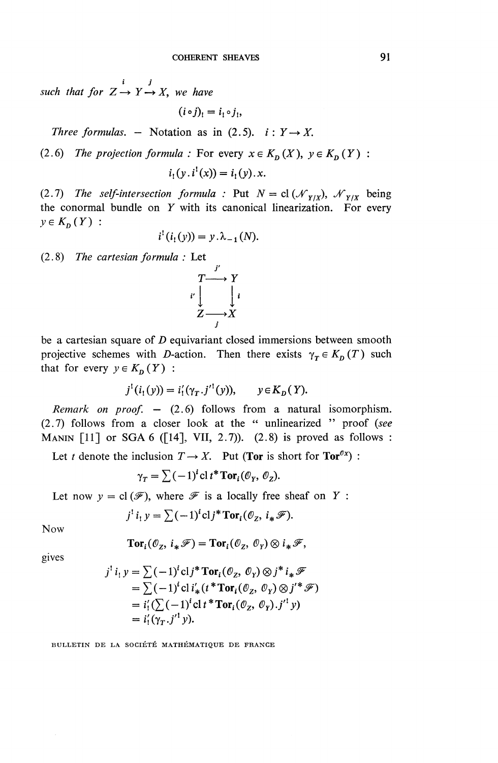*such that for* $Z \xrightarrow{i} Y \xrightarrow{j} X$, *we have*

$$(i \circ j)_! = i_! \circ j_!,$$

*Three formulas.* — Notation as in (2.5). $i : Y \to X$.

(2.6) *The projection formula* : For every $x \in K_D(X)$, $y \in K_D(Y)$ :

$$i_!(y \, . \, i^!(x)) = i_!(y) \, . \, x.$$

(2.7) *The self-intersection formula* : Put $N = \operatorname{cl}(\mathcal{N}_{Y/X})$, $\mathcal{N}_{Y/X}$ being the conormal bundle on $Y$ with its canonical linearization. For every $y \in K_D(Y)$ :

$$i^!(i_!(y)) = y \, . \, \lambda_{-1}(N).$$

(2.8) *The cartesian formula* : Let

$$\begin{array}{ccc} T & \xrightarrow{j'} & Y \\ {\scriptstyle i'}\downarrow & & \downarrow{\scriptstyle i} \\ Z & \xrightarrow[j]{} & X \end{array}$$

be a cartesian square of $D$ equivariant closed immersions between smooth projective schemes with $D$-action. Then there exists $\gamma_T \in K_D(T)$ such that for every $y \in K_D(Y)$ :

$$j^!(i_!(y)) = i'_!(\gamma_T \, . \, j'^!(y)), \qquad y \in K_D(Y).$$

*Remark on proof.* — (2.6) follows from a natural isomorphism. (2.7) follows from a closer look at the " unlinearized " proof (*see* MANIN [11] or SGA 6 ([14], VII, 2.7)). (2.8) is proved as follows :

Let $t$ denote the inclusion $T \to X$. Put (**Tor** is short for $\mathbf{Tor}^{\mathcal{O}_X}$) :

$$\gamma_T = \sum (-1)^i \operatorname{cl} t^* \mathbf{Tor}_i(\mathcal{O}_Y, \mathcal{O}_Z).$$

Let now $y = \operatorname{cl}(\mathcal{F})$, where $\mathcal{F}$ is a locally free sheaf on $Y$ :

$$j^! \, i_! \, y = \sum (-1)^i \operatorname{cl} j^* \mathbf{Tor}_i(\mathcal{O}_Z, i_* \mathcal{F}).$$

Now

$$\mathbf{Tor}_i(\mathcal{O}_Z, i_* \mathcal{F}) = \mathbf{Tor}_i(\mathcal{O}_Z, \mathcal{O}_Y) \otimes i_* \mathcal{F},$$

gives

$$\begin{aligned} j^! \, i_! \, y &= \sum (-1)^i \operatorname{cl} j^* \mathbf{Tor}_i(\mathcal{O}_Z, \mathcal{O}_Y) \otimes j^* i_* \mathcal{F} \\ &= \sum (-1)^i \operatorname{cl} i'_*(t^* \mathbf{Tor}_i(\mathcal{O}_Z, \mathcal{O}_Y) \otimes j'^* \mathcal{F}) \\ &= i'_!(\sum (-1)^i \operatorname{cl} t^* \mathbf{Tor}_i(\mathcal{O}_Z, \mathcal{O}_Y) \, . \, j'^! \, y) \\ &= i'_!(\gamma_T \, . \, j'^! \, y). \end{aligned}$$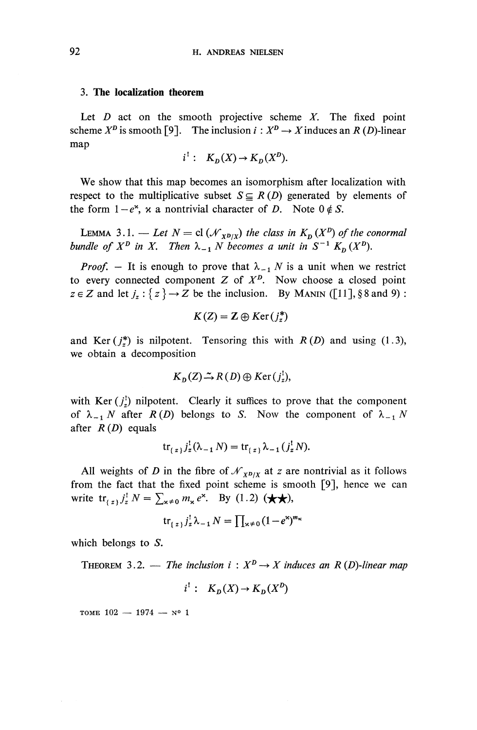## 3. The localization theorem

Let $D$ act on the smooth projective scheme $X$. The fixed point scheme $X^D$ is smooth [9]. The inclusion $i : X^D \to X$ induces an $R(D)$-linear map

$$i^! : \quad K_D(X) \to K_D(X^D).$$

We show that this map becomes an isomorphism after localization with respect to the multiplicative subset $S \subseteq R(D)$ generated by elements of the form $1-e^{\varkappa}$, $\varkappa$ a nontrivial character of $D$. Note $0 \notin S$.

LEMMA 3.1. — *Let $N = \text{cl}(\mathcal{N}_{X^D/X})$ the class in $K_D(X^D)$ of the conormal bundle of $X^D$ in $X$. Then $\lambda_{-1} N$ becomes a unit in $S^{-1} K_D(X^D)$.*

*Proof.* — It is enough to prove that $\lambda_{-1} N$ is a unit when we restrict to every connected component $Z$ of $X^D$. Now choose a closed point $z \in Z$ and let $j_z : \{z\} \to Z$ be the inclusion. By MANIN ([11], § 8 and 9) :

$$K(Z) = \mathbf{Z} \oplus \text{Ker}(j_z^*)$$

and $\text{Ker}(j_z^*)$ is nilpotent. Tensoring this with $R(D)$ and using (1.3), we obtain a decomposition

$$K_D(Z) \xrightarrow{\sim} R(D) \oplus \text{Ker}(j_z^!),$$

with $\text{Ker}(j_z^!)$ nilpotent. Clearly it suffices to prove that the component of $\lambda_{-1} N$ after $R(D)$ belongs to $S$. Now the component of $\lambda_{-1} N$ after $R(D)$ equals

$$\text{tr}_{\{z\}} j_z^!(\lambda_{-1} N) = \text{tr}_{\{z\}} \lambda_{-1}(j_z^! N).$$

All weights of $D$ in the fibre of $\mathcal{N}_{X^D/X}$ at $z$ are nontrivial as it follows from the fact that the fixed point scheme is smooth [9], hence we can write $\text{tr}_{\{z\}} j_z^! N = \sum_{\varkappa \neq 0} m_{\varkappa} e^{\varkappa}$. By (1.2) (★★),

$$\text{tr}_{\{z\}} j_z^! \lambda_{-1} N = \prod_{\varkappa \neq 0} (1-e^{\varkappa})^{m_{\varkappa}}$$

which belongs to $S$.

THEOREM 3.2. — *The inclusion $i : X^D \to X$ induces an $R(D)$-linear map*

$$i^! : \quad K_D(X) \to K_D(X^D)$$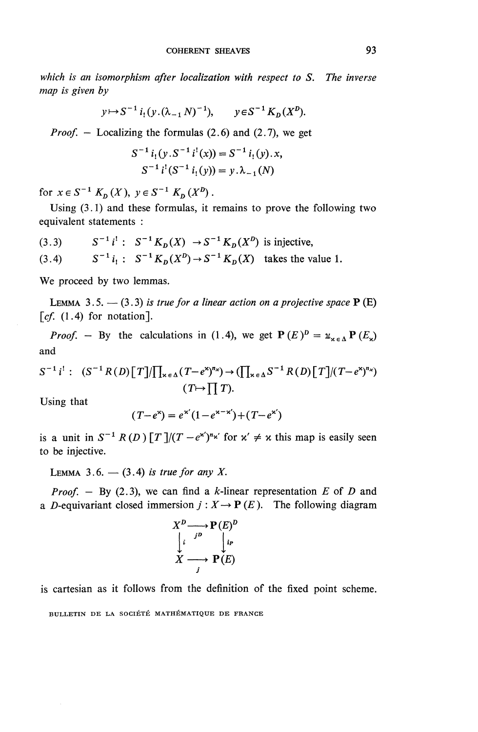*which is an isomorphism after localization with respect to S. The inverse map is given by*

$$y \mapsto S^{-1} i_!(y.(\lambda_{-1} N)^{-1}), \qquad y \in S^{-1} K_D(X^D).$$

*Proof.* — Localizing the formulas (2.6) and (2.7), we get

$$S^{-1} i_!(y.S^{-1} i^!(x)) = S^{-1} i_!(y).x,$$
$$S^{-1} i^!(S^{-1} i_!(y)) = y.\lambda_{-1}(N)$$

for $x \in S^{-1} K_D(X)$, $y \in S^{-1} K_D(X^D)$.

Using (3.1) and these formulas, it remains to prove the following two equivalent statements :

(3.3) $\quad S^{-1} i^! : \; S^{-1} K_D(X) \to S^{-1} K_D(X^D)$ is injective,

(3.4) $\quad S^{-1} i_! : \; S^{-1} K_D(X^D) \to S^{-1} K_D(X)$ takes the value 1.

We proceed by two lemmas.

LEMMA 3.5. — *(3.3) is true for a linear action on a projective space* $\mathbf{P}(E)$ [*cf.* (1.4) for notation].

*Proof.* — By the calculations in (1.4), we get $\mathbf{P}(E)^D = \amalg_{\varkappa \in \Delta} \mathbf{P}(E_\varkappa)$ and

$$S^{-1} i^! : \; (S^{-1} R(D)[T]/\textstyle\prod_{\varkappa \in \Delta}(T - e^\varkappa)^{n_\varkappa}) \to (\textstyle\prod_{\varkappa \in \Delta} S^{-1} R(D)[T]/(T - e^\varkappa)^{n_\varkappa})$$
$$(T \mapsto \textstyle\prod T).$$

Using that

$$(T - e^\varkappa) = e^{\varkappa'}(1 - e^{\varkappa - \varkappa'}) + (T - e^{\varkappa'})$$

is a unit in $S^{-1} R(D)[T]/(T - e^{\varkappa'})^{n_{\varkappa'}}$ for $\varkappa' \neq \varkappa$ this map is easily seen to be injective.

LEMMA 3.6. — *(3.4) is true for any X.*

*Proof.* — By (2.3), we can find a $k$-linear representation $E$ of $D$ and a $D$-equivariant closed immersion $j : X \to \mathbf{P}(E)$. The following diagram

$$\begin{array}{ccc} X^D & \xrightarrow{\;j^D\;} & \mathbf{P}(E)^D \\ \downarrow{\scriptstyle i} & & \downarrow{\scriptstyle i_P} \\ X & \xrightarrow[\;j\;]{} & \mathbf{P}(E) \end{array}$$

is cartesian as it follows from the definition of the fixed point scheme.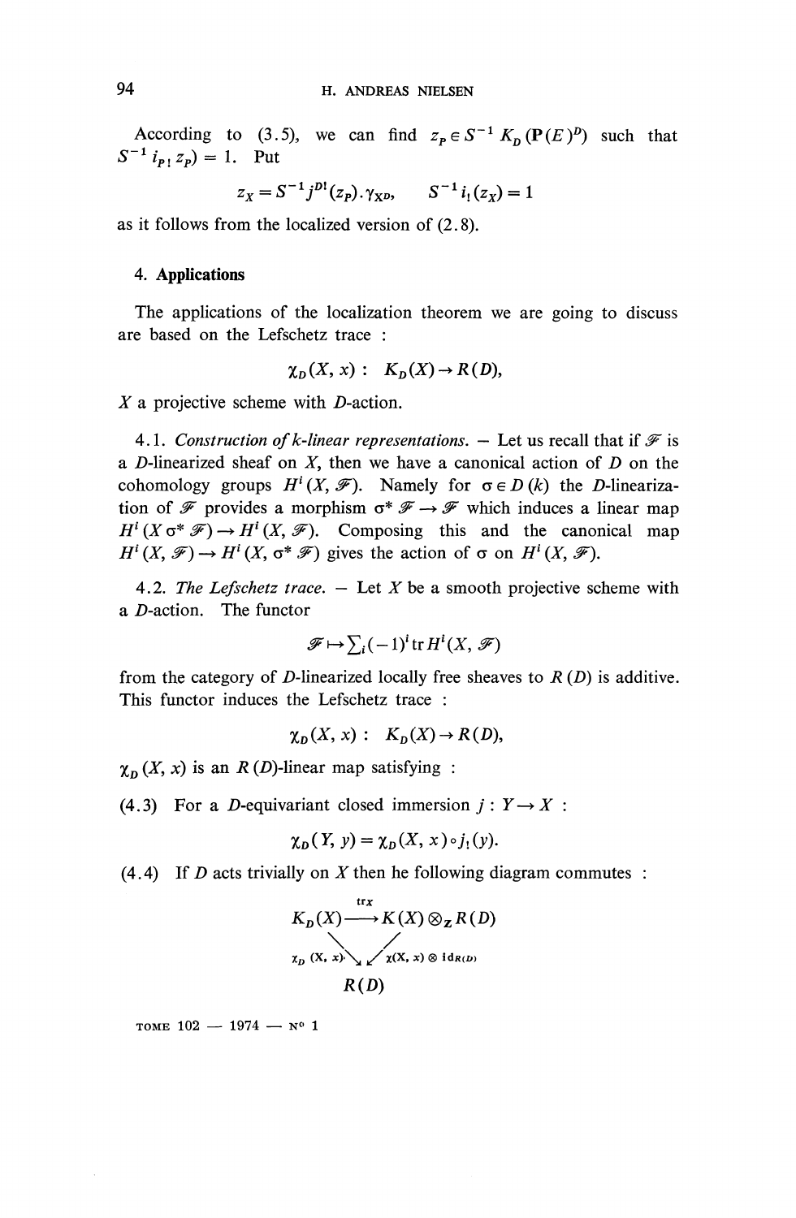According to (3.5), we can find $z_P \in S^{-1} K_D(\mathbf{P}(E)^D)$ such that $S^{-1} i_{P!} z_P) = 1$. Put

$$z_X = S^{-1} j^{D!}(z_P).\gamma_{X^D}, \qquad S^{-1} i_!(z_X) = 1$$

as it follows from the localized version of (2.8).

## 4. Applications

The applications of the localization theorem we are going to discuss are based on the Lefschetz trace :

$$\chi_D(X, x) : \; K_D(X) \to R(D),$$

$X$ a projective scheme with $D$-action.

4.1. *Construction of k-linear representations.* — Let us recall that if $\mathscr{F}$ is a $D$-linearized sheaf on $X$, then we have a canonical action of $D$ on the cohomology groups $H^i(X, \mathscr{F})$. Namely for $\sigma \in D(k)$ the $D$-linearization of $\mathscr{F}$ provides a morphism $\sigma^* \mathscr{F} \to \mathscr{F}$ which induces a linear map $H^i(X \sigma^* \mathscr{F}) \to H^i(X, \mathscr{F})$. Composing this and the canonical map $H^i(X, \mathscr{F}) \to H^i(X, \sigma^* \mathscr{F})$ gives the action of $\sigma$ on $H^i(X, \mathscr{F})$.

4.2. *The Lefschetz trace.* — Let $X$ be a smooth projective scheme with a $D$-action. The functor

$$\mathscr{F} \mapsto \textstyle\sum_i (-1)^i \operatorname{tr} H^i(X, \mathscr{F})$$

from the category of $D$-linearized locally free sheaves to $R(D)$ is additive. This functor induces the Lefschetz trace :

$$\chi_D(X, x) : \; K_D(X) \to R(D),$$

$\chi_D(X, x)$ is an $R(D)$-linear map satisfying :

(4.3) For a $D$-equivariant closed immersion $j : Y \to X$ :

$$\chi_D(Y, y) = \chi_D(X, x) \circ j_!(y).$$

(4.4) If $D$ acts trivially on $X$ then he following diagram commutes :

$$\begin{array}{ccc} K_D(X) & \xrightarrow{\operatorname{tr}_X} & K(X) \otimes_{\mathbf{Z}} R(D) \\ & \searrow^{\chi_D(X,x)} \quad \swarrow_{\chi(X,x) \otimes \operatorname{id}_{R(D)}} & \\ & R(D) & \end{array}$$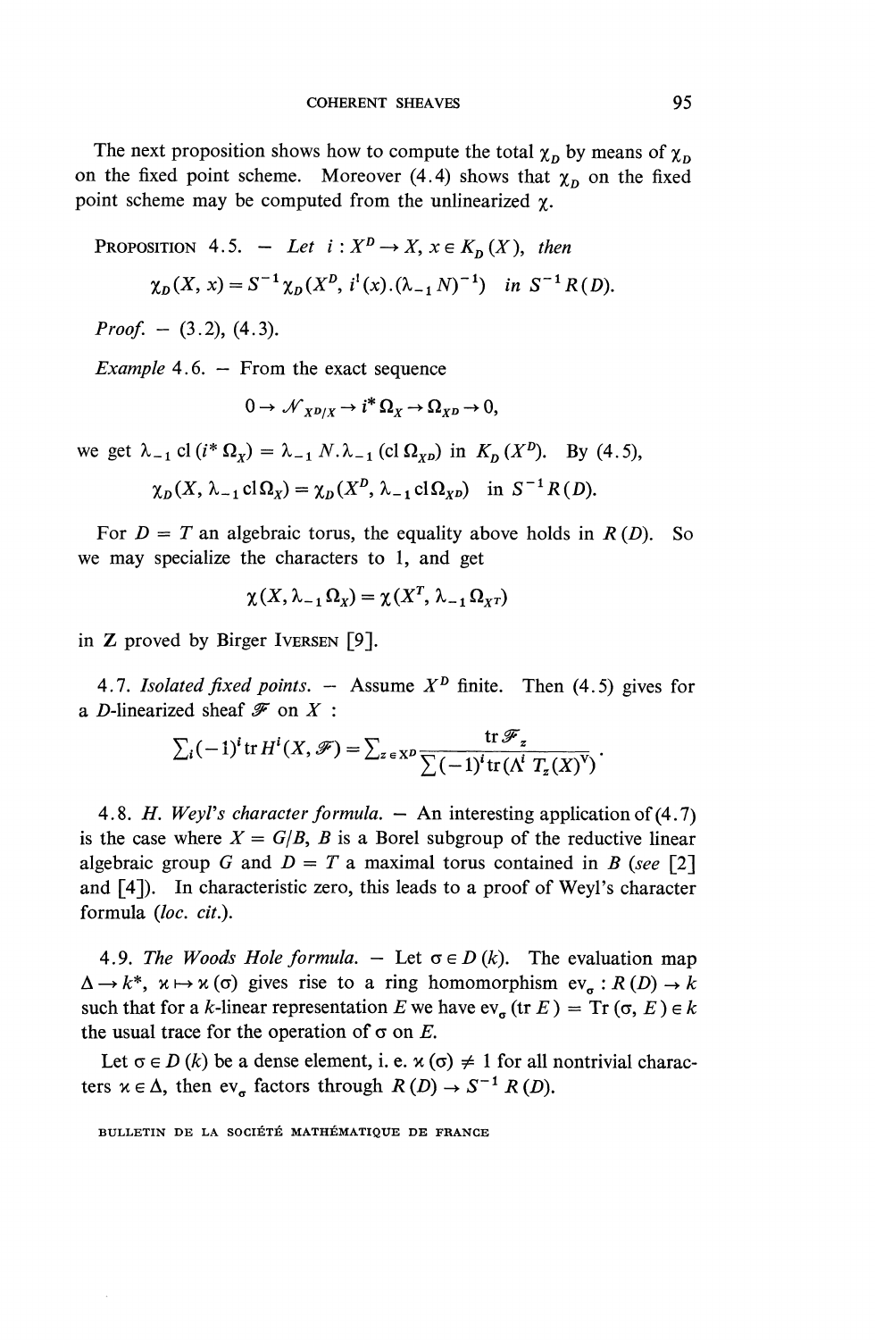The next proposition shows how to compute the total $\chi_D$ by means of $\chi_D$ on the fixed point scheme. Moreover (4.4) shows that $\chi_D$ on the fixed point scheme may be computed from the unlinearized $\chi$.

PROPOSITION 4.5. — *Let* $i : X^D \to X$, $x \in K_D(X)$, *then*

$$\chi_D(X, x) = S^{-1}\chi_D(X^D, i^!(x).(\lambda_{-1} N)^{-1}) \quad \text{in } S^{-1}R(D).$$

*Proof.* — (3.2), (4.3).

*Example* 4.6. — From the exact sequence

$$0 \to \mathcal{N}_{X^D/X} \to i^*\Omega_X \to \Omega_{X^D} \to 0,$$

we get $\lambda_{-1}\operatorname{cl}(i^*\Omega_X) = \lambda_{-1} N.\lambda_{-1}(\operatorname{cl}\Omega_{X^D})$ in $K_D(X^D)$. By (4.5),

$$\chi_D(X, \lambda_{-1}\operatorname{cl}\Omega_X) = \chi_D(X^D, \lambda_{-1}\operatorname{cl}\Omega_{X^D}) \quad \text{in } S^{-1}R(D).$$

For $D = T$ an algebraic torus, the equality above holds in $R(D)$. So we may specialize the characters to 1, and get

$$\chi(X, \lambda_{-1}\Omega_X) = \chi(X^T, \lambda_{-1}\Omega_{X^T})$$

in $\mathbf{Z}$ proved by Birger IVERSEN [9].

4.7. *Isolated fixed points.* — Assume $X^D$ finite. Then (4.5) gives for a $D$-linearized sheaf $\mathcal{F}$ on $X$ :

$$\textstyle\sum_i (-1)^i \operatorname{tr} H^i(X, \mathcal{F}) = \sum_{z \in X^D} \dfrac{\operatorname{tr}\mathcal{F}_z}{\sum(-1)^i \operatorname{tr}(\Lambda^i\, T_z(X)^\vee)}.$$

4.8. *H. Weyl's character formula.* — An interesting application of (4.7) is the case where $X = G/B$, $B$ is a Borel subgroup of the reductive linear algebraic group $G$ and $D = T$ a maximal torus contained in $B$ (*see* [2] and [4]). In characteristic zero, this leads to a proof of Weyl's character formula (*loc. cit.*).

4.9. *The Woods Hole formula.* — Let $\sigma \in D(k)$. The evaluation map $\Delta \to k^*$, $\varkappa \mapsto \varkappa(\sigma)$ gives rise to a ring homomorphism $\operatorname{ev}_\sigma : R(D) \to k$ such that for a $k$-linear representation $E$ we have $\operatorname{ev}_\sigma(\operatorname{tr} E) = \operatorname{Tr}(\sigma, E) \in k$ the usual trace for the operation of $\sigma$ on $E$.

Let $\sigma \in D(k)$ be a dense element, i. e. $\varkappa(\sigma) \neq 1$ for all nontrivial characters $\varkappa \in \Delta$, then $\operatorname{ev}_\sigma$ factors through $R(D) \to S^{-1}R(D)$.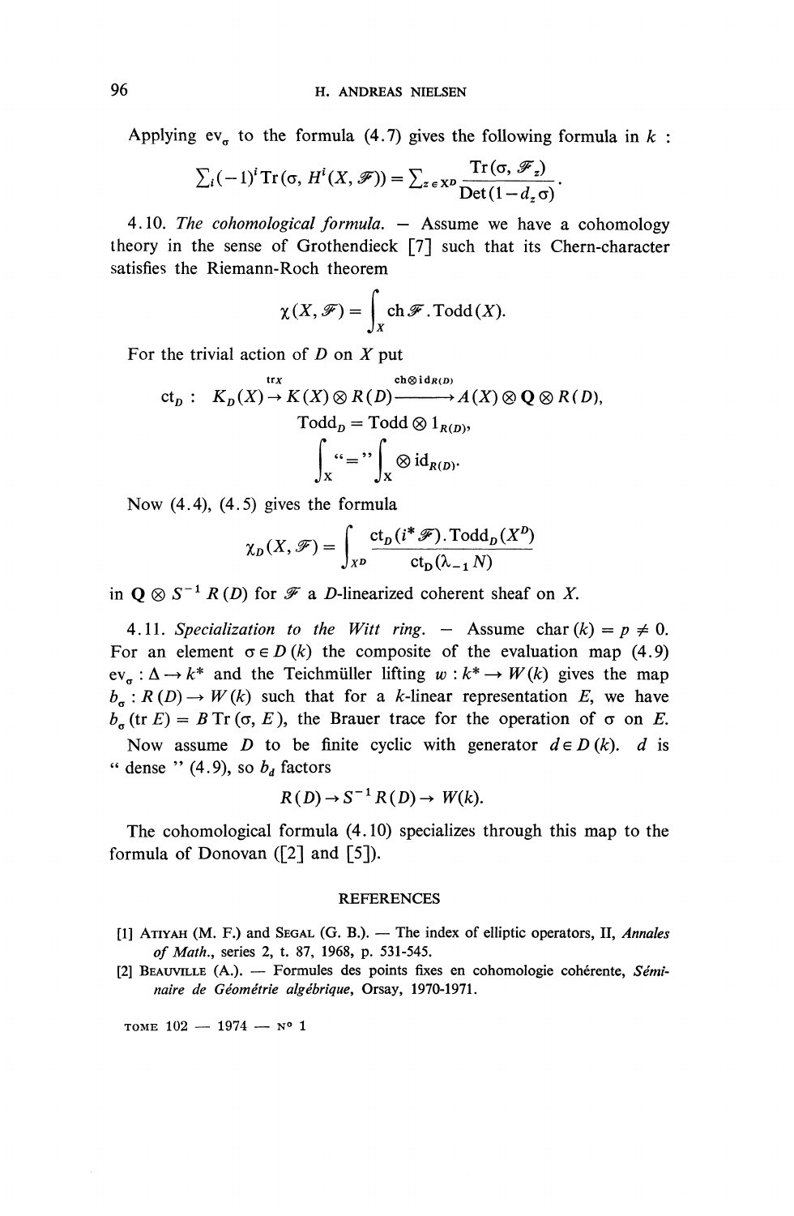Applying $ev_\sigma$ to the formula (4.7) gives the following formula in $k$ :

$$\sum_i (-1)^i \operatorname{Tr}(\sigma, H^i(X, \mathscr{F})) = \sum_{z \in X^D} \frac{\operatorname{Tr}(\sigma, \mathscr{F}_z)}{\operatorname{Det}(1 - d_z \sigma)}.$$

4.10. *The cohomological formula.* — Assume we have a cohomology theory in the sense of Grothendieck [7] such that its Chern-character satisfies the Riemann-Roch theorem

$$\chi(X, \mathscr{F}) = \int_X \operatorname{ch} \mathscr{F} . \operatorname{Todd}(X).$$

For the trivial action of $D$ on $X$ put

$$\operatorname{ct}_D : \ K_D(X) \xrightarrow{\operatorname{tr} X} K(X) \otimes R(D) \xrightarrow{\operatorname{ch} \otimes \operatorname{id}_{R(D)}} A(X) \otimes \mathbf{Q} \otimes R(D),$$

$$\operatorname{Todd}_D = \operatorname{Todd} \otimes 1_{R(D)},$$

$$\int_X \text{“}=\text{”} \int_X \otimes \operatorname{id}_{R(D)}.$$

Now (4.4), (4.5) gives the formula

$$\chi_D(X, \mathscr{F}) = \int_{X^D} \frac{\operatorname{ct}_D(i^* \mathscr{F}) . \operatorname{Todd}_D(X^D)}{\operatorname{ct}_D(\lambda_{-1} N)}$$

in $\mathbf{Q} \otimes S^{-1} R(D)$ for $\mathscr{F}$ a $D$-linearized coherent sheaf on $X$.

4.11. *Specialization to the Witt ring.* — Assume $\operatorname{char}(k) = p \neq 0$. For an element $\sigma \in D(k)$ the composite of the evaluation map (4.9) $ev_\sigma : \Delta \to k^*$ and the Teichmüller lifting $w : k^* \to W(k)$ gives the map $b_\sigma : R(D) \to W(k)$ such that for a $k$-linear representation $E$, we have $b_\sigma(\operatorname{tr} E) = B \operatorname{Tr}(\sigma, E)$, the Brauer trace for the operation of $\sigma$ on $E$.

Now assume $D$ to be finite cyclic with generator $d \in D(k)$. $d$ is “ dense ” (4.9), so $b_d$ factors

$$R(D) \to S^{-1} R(D) \to W(k).$$

The cohomological formula (4.10) specializes through this map to the formula of Donovan ([2] and [5]).

## REFERENCES

[1] Atiyah (M. F.) and Segal (G. B.). — The index of elliptic operators, II, *Annales of Math.*, series 2, t. 87, 1968, p. 531-545.

[2] Beauville (A.). — Formules des points fixes en cohomologie cohérente, *Séminaire de Géométrie algébrique*, Orsay, 1970-1971.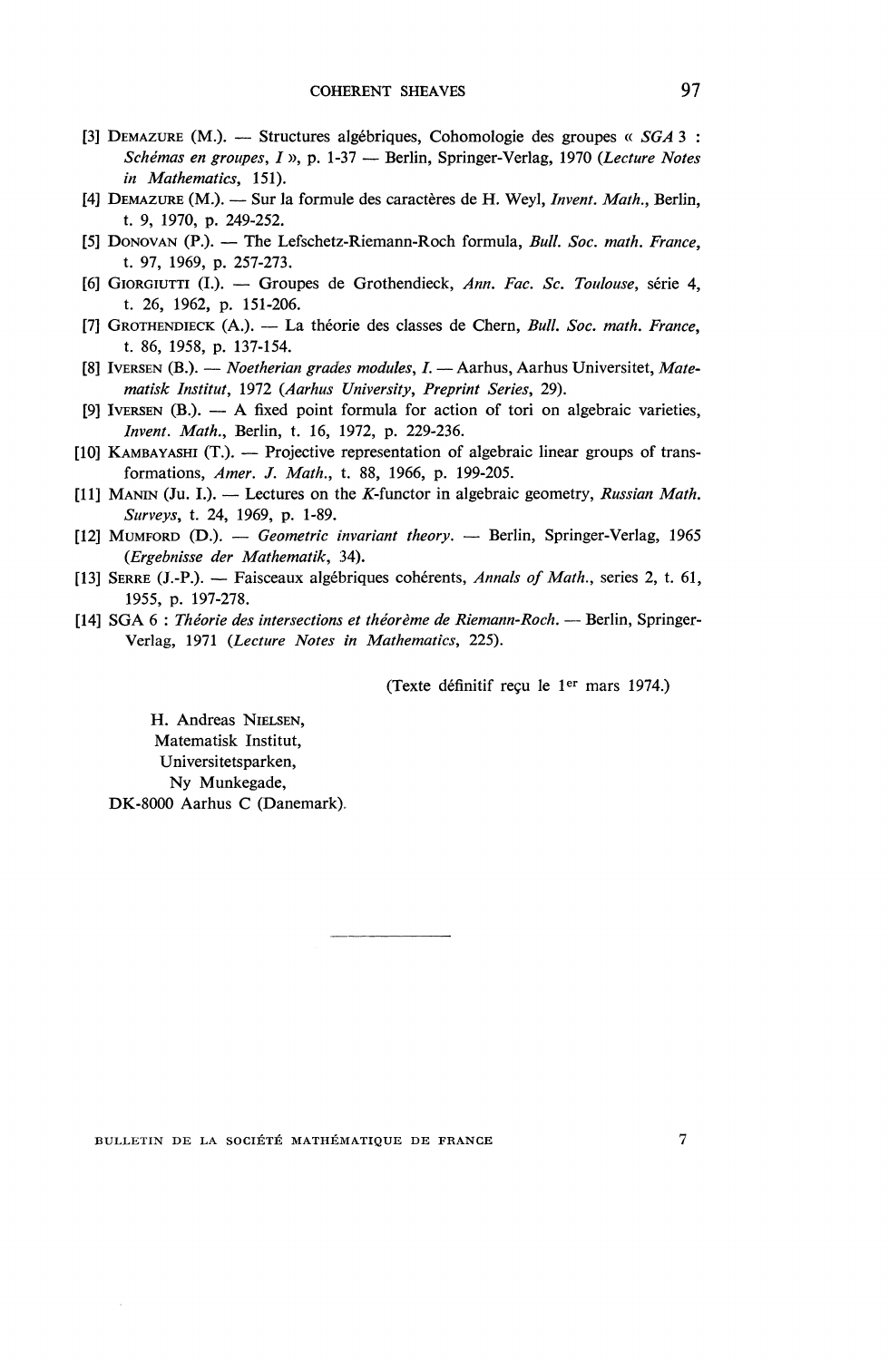[3] Demazure (M.). — Structures algébriques, Cohomologie des groupes « *SGA* 3 : *Schémas en groupes, I* », p. 1-37 — Berlin, Springer-Verlag, 1970 (*Lecture Notes in Mathematics*, 151).

[4] Demazure (M.). — Sur la formule des caractères de H. Weyl, *Invent. Math.*, Berlin, t. 9, 1970, p. 249-252.

[5] Donovan (P.). — The Lefschetz-Riemann-Roch formula, *Bull. Soc. math. France*, t. 97, 1969, p. 257-273.

[6] Giorgiutti (I.). — Groupes de Grothendieck, *Ann. Fac. Sc. Toulouse*, série 4, t. 26, 1962, p. 151-206.

[7] Grothendieck (A.). — La théorie des classes de Chern, *Bull. Soc. math. France*, t. 86, 1958, p. 137-154.

[8] Iversen (B.). — *Noetherian grades modules, I.* — Aarhus, Aarhus Universitet, *Matematisk Institut*, 1972 (*Aarhus University, Preprint Series*, 29).

[9] Iversen (B.). — A fixed point formula for action of tori on algebraic varieties, *Invent. Math.*, Berlin, t. 16, 1972, p. 229-236.

[10] Kambayashi (T.). — Projective representation of algebraic linear groups of transformations, *Amer. J. Math.*, t. 88, 1966, p. 199-205.

[11] Manin (Ju. I.). — Lectures on the *K*-functor in algebraic geometry, *Russian Math. Surveys*, t. 24, 1969, p. 1-89.

[12] Mumford (D.). — *Geometric invariant theory.* — Berlin, Springer-Verlag, 1965 (*Ergebnisse der Mathematik*, 34).

[13] Serre (J.-P.). — Faisceaux algébriques cohérents, *Annals of Math.*, series 2, t. 61, 1955, p. 197-278.

[14] SGA 6 : *Théorie des intersections et théorème de Riemann-Roch.* — Berlin, Springer-Verlag, 1971 (*Lecture Notes in Mathematics*, 225).

(Texte définitif reçu le 1er mars 1974.)

H. Andreas Nielsen,
Matematisk Institut,
Universitetsparken,
Ny Munkegade,
DK-8000 Aarhus C (Danemark).